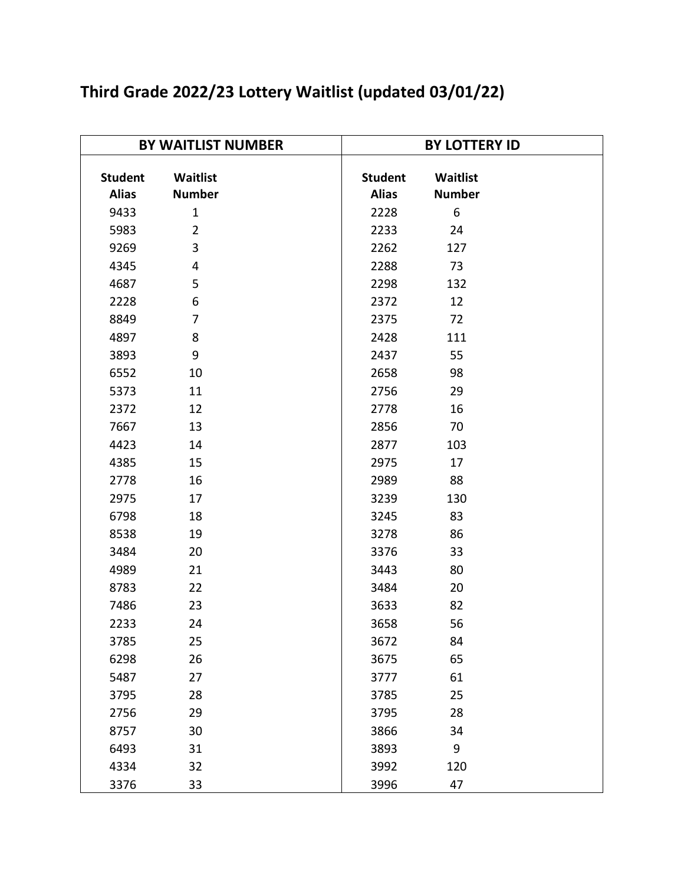# Third Grade 2022/23 Lottery Waitlist (updated 03/01/22)

| BY WAITLIST NUMBER | | BY LOTTERY ID | |
|---|---|---|---|
| **Student Alias** | **Waitlist Number** | **Student Alias** | **Waitlist Number** |
| 9433 | 1 | 2228 | 6 |
| 5983 | 2 | 2233 | 24 |
| 9269 | 3 | 2262 | 127 |
| 4345 | 4 | 2288 | 73 |
| 4687 | 5 | 2298 | 132 |
| 2228 | 6 | 2372 | 12 |
| 8849 | 7 | 2375 | 72 |
| 4897 | 8 | 2428 | 111 |
| 3893 | 9 | 2437 | 55 |
| 6552 | 10 | 2658 | 98 |
| 5373 | 11 | 2756 | 29 |
| 2372 | 12 | 2778 | 16 |
| 7667 | 13 | 2856 | 70 |
| 4423 | 14 | 2877 | 103 |
| 4385 | 15 | 2975 | 17 |
| 2778 | 16 | 2989 | 88 |
| 2975 | 17 | 3239 | 130 |
| 6798 | 18 | 3245 | 83 |
| 8538 | 19 | 3278 | 86 |
| 3484 | 20 | 3376 | 33 |
| 4989 | 21 | 3443 | 80 |
| 8783 | 22 | 3484 | 20 |
| 7486 | 23 | 3633 | 82 |
| 2233 | 24 | 3658 | 56 |
| 3785 | 25 | 3672 | 84 |
| 6298 | 26 | 3675 | 65 |
| 5487 | 27 | 3777 | 61 |
| 3795 | 28 | 3785 | 25 |
| 2756 | 29 | 3795 | 28 |
| 8757 | 30 | 3866 | 34 |
| 6493 | 31 | 3893 | 9 |
| 4334 | 32 | 3992 | 120 |
| 3376 | 33 | 3996 | 47 |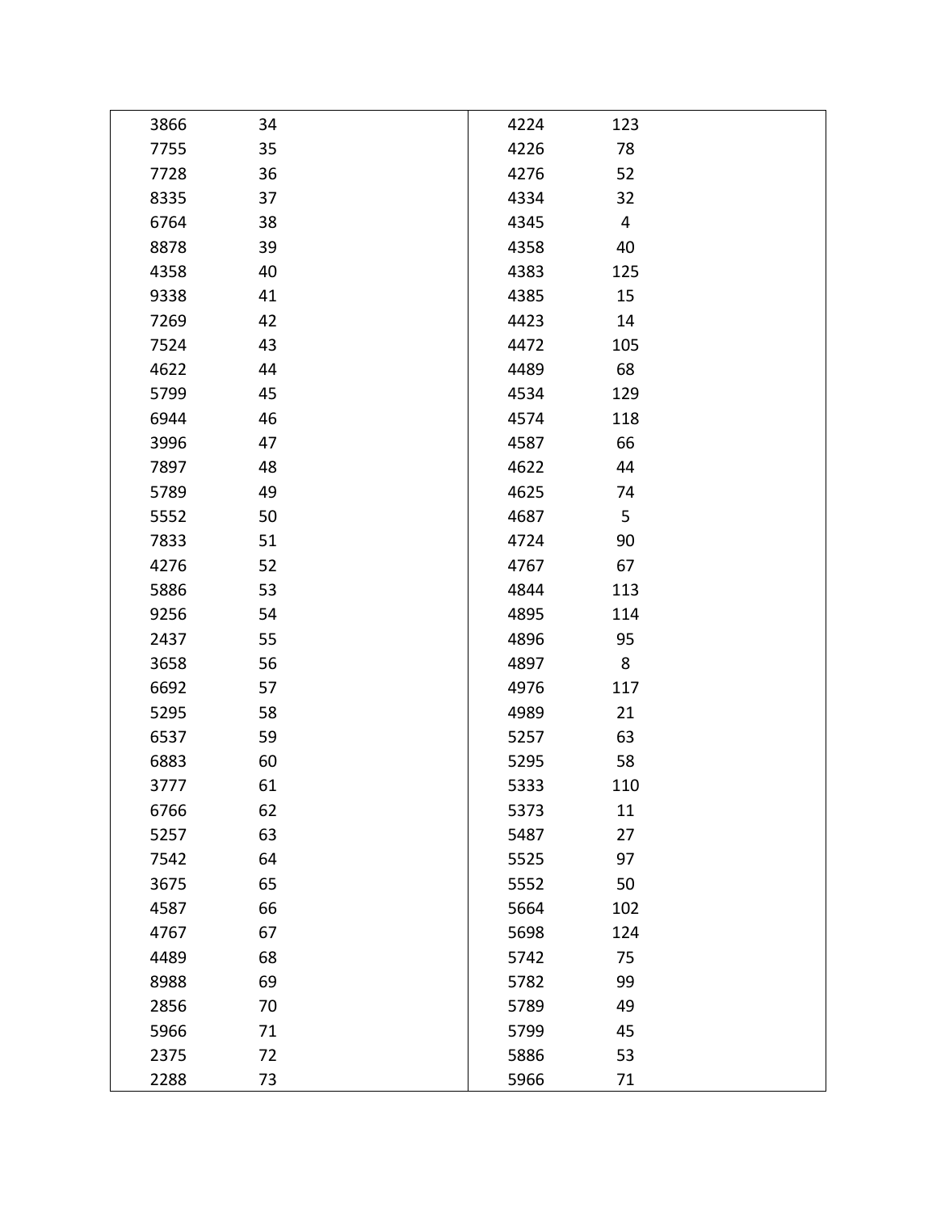| | | | |
|---|---|---|---|
| 3866 | 34 | 4224 | 123 |
| 7755 | 35 | 4226 | 78 |
| 7728 | 36 | 4276 | 52 |
| 8335 | 37 | 4334 | 32 |
| 6764 | 38 | 4345 | 4 |
| 8878 | 39 | 4358 | 40 |
| 4358 | 40 | 4383 | 125 |
| 9338 | 41 | 4385 | 15 |
| 7269 | 42 | 4423 | 14 |
| 7524 | 43 | 4472 | 105 |
| 4622 | 44 | 4489 | 68 |
| 5799 | 45 | 4534 | 129 |
| 6944 | 46 | 4574 | 118 |
| 3996 | 47 | 4587 | 66 |
| 7897 | 48 | 4622 | 44 |
| 5789 | 49 | 4625 | 74 |
| 5552 | 50 | 4687 | 5 |
| 7833 | 51 | 4724 | 90 |
| 4276 | 52 | 4767 | 67 |
| 5886 | 53 | 4844 | 113 |
| 9256 | 54 | 4895 | 114 |
| 2437 | 55 | 4896 | 95 |
| 3658 | 56 | 4897 | 8 |
| 6692 | 57 | 4976 | 117 |
| 5295 | 58 | 4989 | 21 |
| 6537 | 59 | 5257 | 63 |
| 6883 | 60 | 5295 | 58 |
| 3777 | 61 | 5333 | 110 |
| 6766 | 62 | 5373 | 11 |
| 5257 | 63 | 5487 | 27 |
| 7542 | 64 | 5525 | 97 |
| 3675 | 65 | 5552 | 50 |
| 4587 | 66 | 5664 | 102 |
| 4767 | 67 | 5698 | 124 |
| 4489 | 68 | 5742 | 75 |
| 8988 | 69 | 5782 | 99 |
| 2856 | 70 | 5789 | 49 |
| 5966 | 71 | 5799 | 45 |
| 2375 | 72 | 5886 | 53 |
| 2288 | 73 | 5966 | 71 |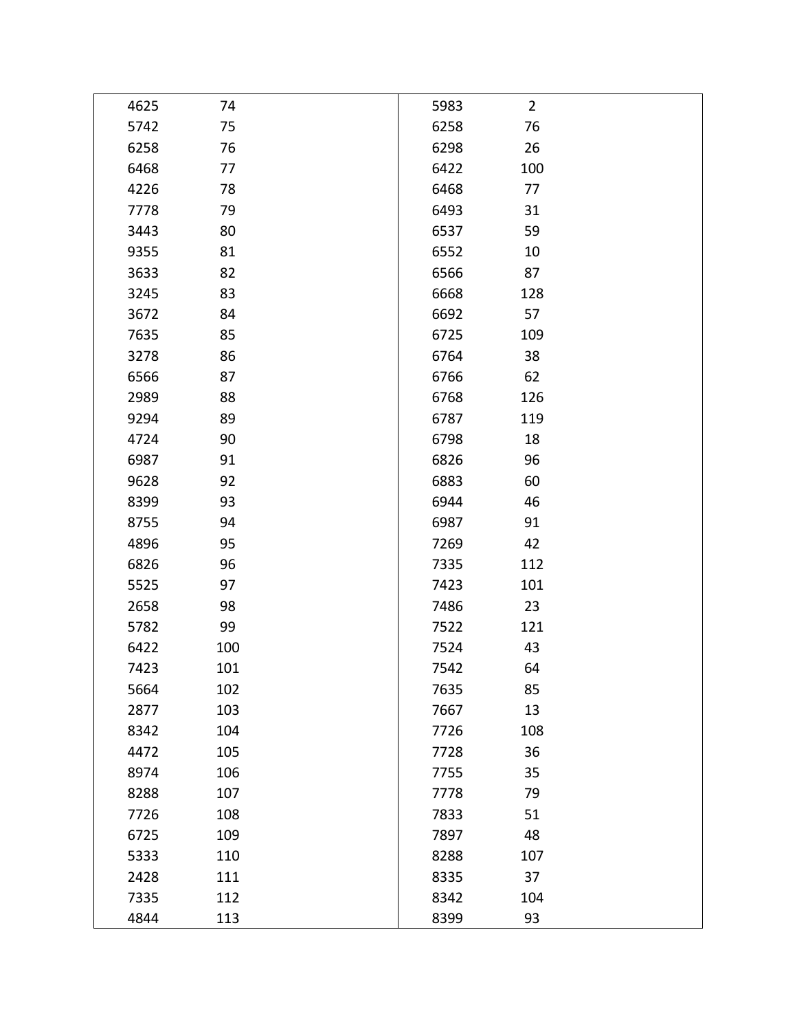| | |
|---|---|
| 4625 | 74 |
| 5742 | 75 |
| 6258 | 76 |
| 6468 | 77 |
| 4226 | 78 |
| 7778 | 79 |
| 3443 | 80 |
| 9355 | 81 |
| 3633 | 82 |
| 3245 | 83 |
| 3672 | 84 |
| 7635 | 85 |
| 3278 | 86 |
| 6566 | 87 |
| 2989 | 88 |
| 9294 | 89 |
| 4724 | 90 |
| 6987 | 91 |
| 9628 | 92 |
| 8399 | 93 |
| 8755 | 94 |
| 4896 | 95 |
| 6826 | 96 |
| 5525 | 97 |
| 2658 | 98 |
| 5782 | 99 |
| 6422 | 100 |
| 7423 | 101 |
| 5664 | 102 |
| 2877 | 103 |
| 8342 | 104 |
| 4472 | 105 |
| 8974 | 106 |
| 8288 | 107 |
| 7726 | 108 |
| 6725 | 109 |
| 5333 | 110 |
| 2428 | 111 |
| 7335 | 112 |
| 4844 | 113 |

| | |
|---|---|
| 5983 | 2 |
| 6258 | 76 |
| 6298 | 26 |
| 6422 | 100 |
| 6468 | 77 |
| 6493 | 31 |
| 6537 | 59 |
| 6552 | 10 |
| 6566 | 87 |
| 6668 | 128 |
| 6692 | 57 |
| 6725 | 109 |
| 6764 | 38 |
| 6766 | 62 |
| 6768 | 126 |
| 6787 | 119 |
| 6798 | 18 |
| 6826 | 96 |
| 6883 | 60 |
| 6944 | 46 |
| 6987 | 91 |
| 7269 | 42 |
| 7335 | 112 |
| 7423 | 101 |
| 7486 | 23 |
| 7522 | 121 |
| 7524 | 43 |
| 7542 | 64 |
| 7635 | 85 |
| 7667 | 13 |
| 7726 | 108 |
| 7728 | 36 |
| 7755 | 35 |
| 7778 | 79 |
| 7833 | 51 |
| 7897 | 48 |
| 8288 | 107 |
| 8335 | 37 |
| 8342 | 104 |
| 8399 | 93 |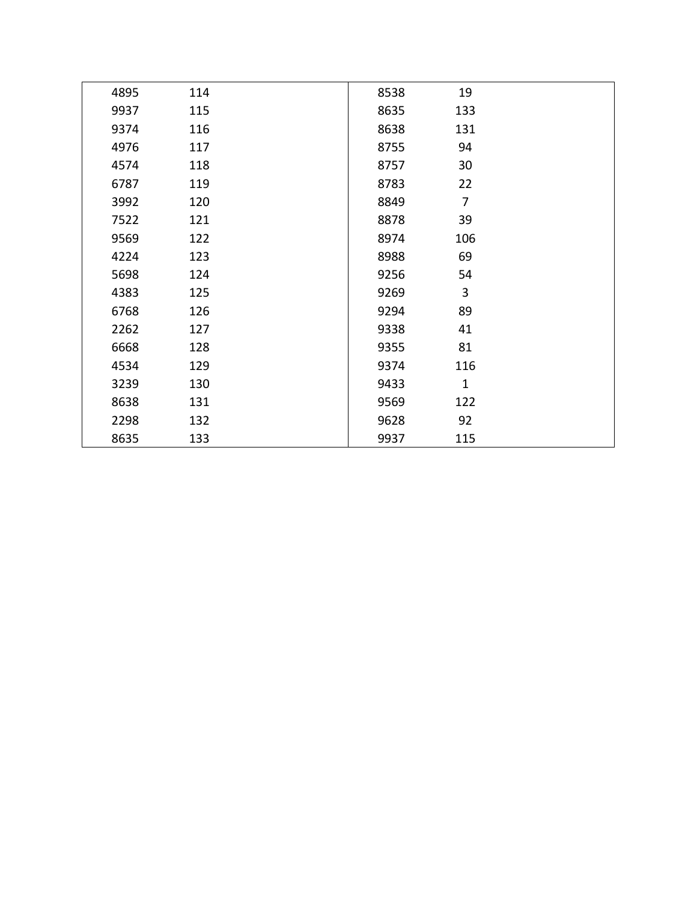| | | | |
|---|---|---|---|
| 4895 | 114 | 8538 | 19 |
| 9937 | 115 | 8635 | 133 |
| 9374 | 116 | 8638 | 131 |
| 4976 | 117 | 8755 | 94 |
| 4574 | 118 | 8757 | 30 |
| 6787 | 119 | 8783 | 22 |
| 3992 | 120 | 8849 | 7 |
| 7522 | 121 | 8878 | 39 |
| 9569 | 122 | 8974 | 106 |
| 4224 | 123 | 8988 | 69 |
| 5698 | 124 | 9256 | 54 |
| 4383 | 125 | 9269 | 3 |
| 6768 | 126 | 9294 | 89 |
| 2262 | 127 | 9338 | 41 |
| 6668 | 128 | 9355 | 81 |
| 4534 | 129 | 9374 | 116 |
| 3239 | 130 | 9433 | 1 |
| 8638 | 131 | 9569 | 122 |
| 2298 | 132 | 9628 | 92 |
| 8635 | 133 | 9937 | 115 |